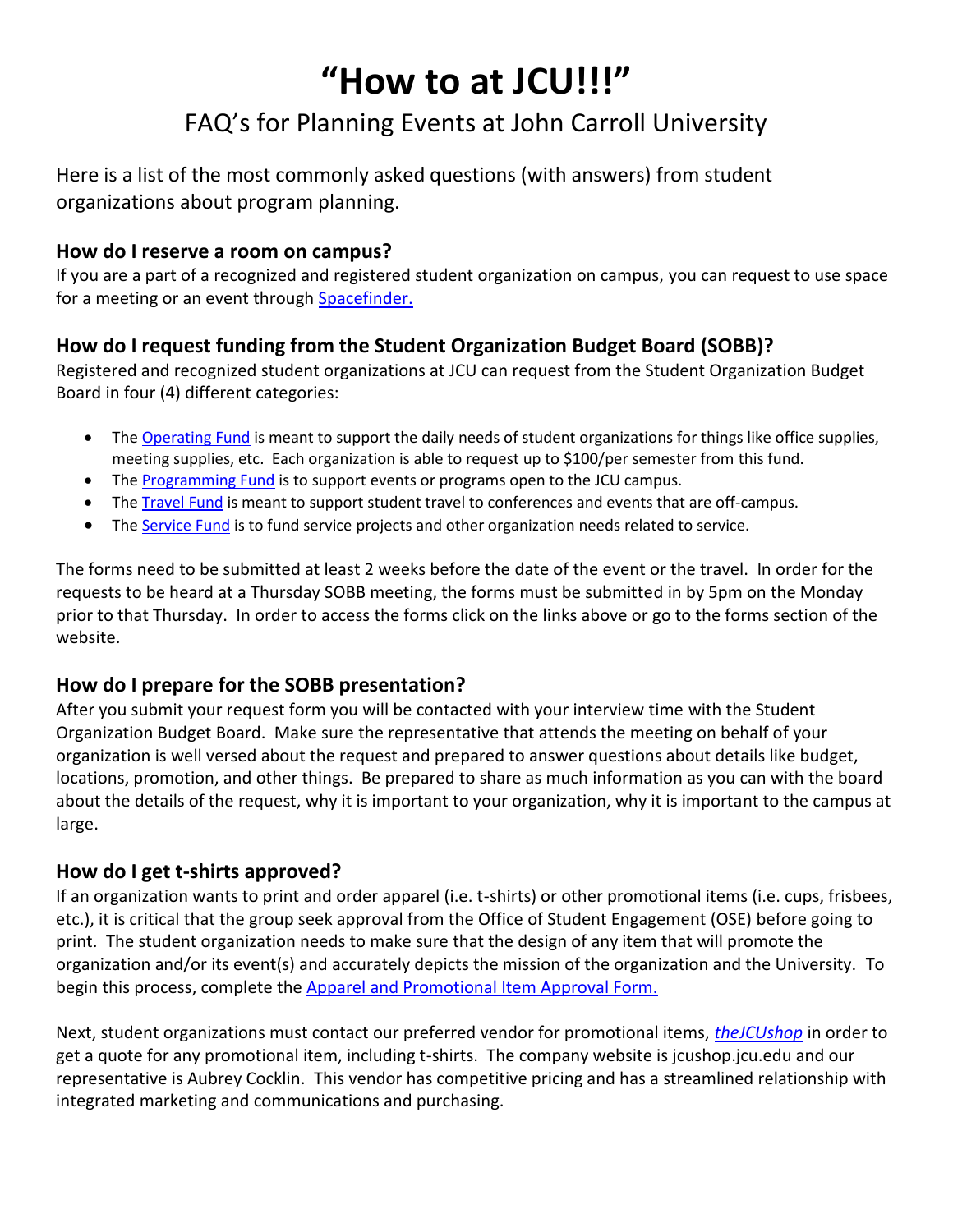# "How to at JCU!!!"

## FAQ's for Planning Events at John Carroll University

Here is a list of the most commonly asked questions (with answers) from student organizations about program planning.

### How do I reserve a room on campus?

If you are a part of a recognized and registered student organization on campus, you can request to use space for a meeting or an event through [Spacefinder.]()

### How do I request funding from the Student Organization Budget Board (SOBB)?

Registered and recognized student organizations at JCU can request from the Student Organization Budget Board in four (4) different categories:

- The [Operating Fund]() is meant to support the daily needs of student organizations for things like office supplies, meeting supplies, etc. Each organization is able to request up to $100/per semester from this fund.
- The [Programming Fund]() is to support events or programs open to the JCU campus.
- The [Travel Fund]() is meant to support student travel to conferences and events that are off-campus.
- The [Service Fund]() is to fund service projects and other organization needs related to service.

The forms need to be submitted at least 2 weeks before the date of the event or the travel. In order for the requests to be heard at a Thursday SOBB meeting, the forms must be submitted in by 5pm on the Monday prior to that Thursday. In order to access the forms click on the links above or go to the forms section of the website.

### How do I prepare for the SOBB presentation?

After you submit your request form you will be contacted with your interview time with the Student Organization Budget Board. Make sure the representative that attends the meeting on behalf of your organization is well versed about the request and prepared to answer questions about details like budget, locations, promotion, and other things. Be prepared to share as much information as you can with the board about the details of the request, why it is important to your organization, why it is important to the campus at large.

### How do I get t-shirts approved?

If an organization wants to print and order apparel (i.e. t-shirts) or other promotional items (i.e. cups, frisbees, etc.), it is critical that the group seek approval from the Office of Student Engagement (OSE) before going to print. The student organization needs to make sure that the design of any item that will promote the organization and/or its event(s) and accurately depicts the mission of the organization and the University. To begin this process, complete the [Apparel and Promotional Item Approval Form.]()

Next, student organizations must contact our preferred vendor for promotional items, [*theJCUshop*]() in order to get a quote for any promotional item, including t-shirts. The company website is jcushop.jcu.edu and our representative is Aubrey Cocklin. This vendor has competitive pricing and has a streamlined relationship with integrated marketing and communications and purchasing.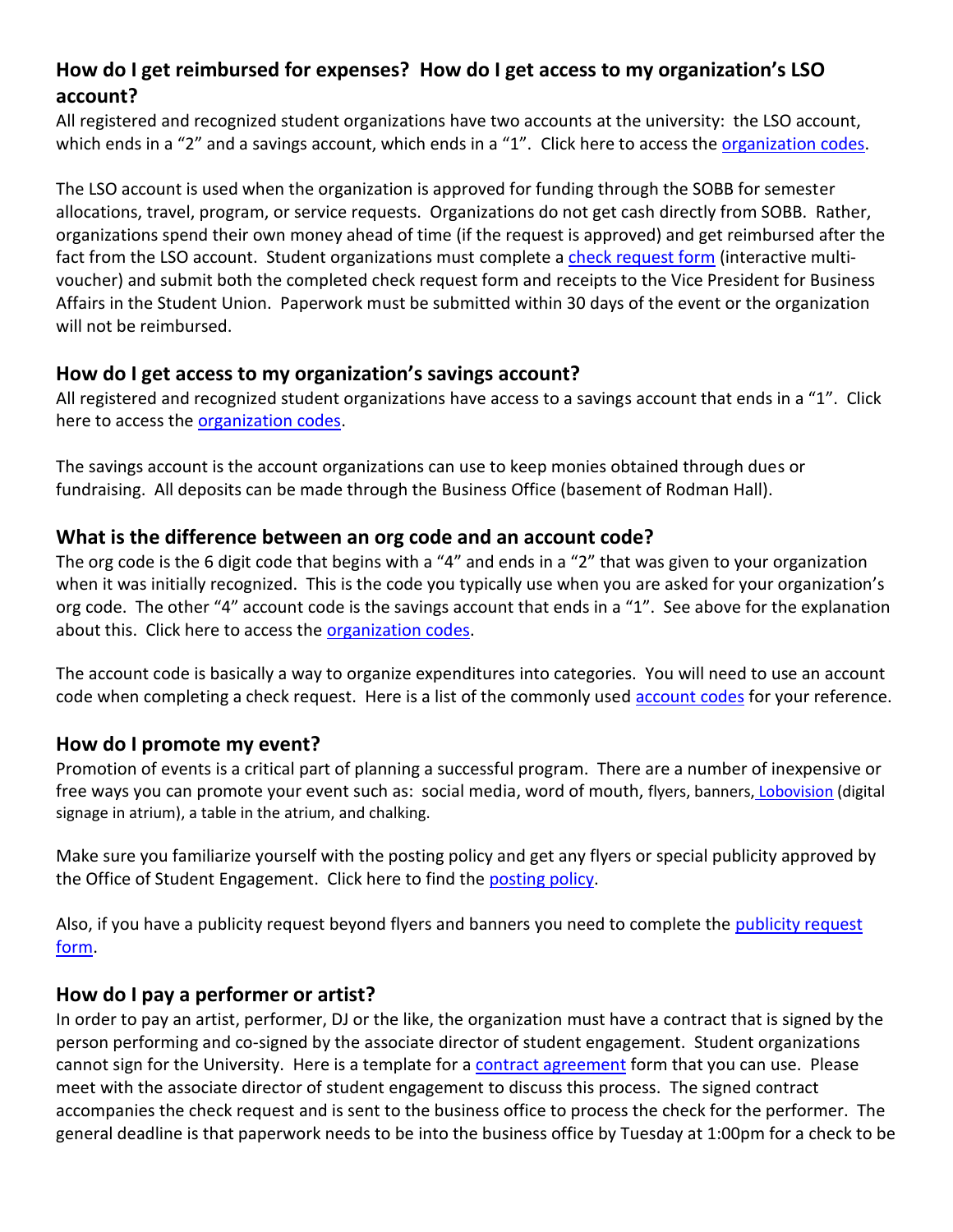### How do I get reimbursed for expenses? How do I get access to my organization's LSO account?

All registered and recognized student organizations have two accounts at the university: the LSO account, which ends in a "2" and a savings account, which ends in a "1". Click here to access the organization codes.

The LSO account is used when the organization is approved for funding through the SOBB for semester allocations, travel, program, or service requests. Organizations do not get cash directly from SOBB. Rather, organizations spend their own money ahead of time (if the request is approved) and get reimbursed after the fact from the LSO account. Student organizations must complete a check request form (interactive multi-voucher) and submit both the completed check request form and receipts to the Vice President for Business Affairs in the Student Union. Paperwork must be submitted within 30 days of the event or the organization will not be reimbursed.

### How do I get access to my organization's savings account?

All registered and recognized student organizations have access to a savings account that ends in a "1". Click here to access the organization codes.

The savings account is the account organizations can use to keep monies obtained through dues or fundraising. All deposits can be made through the Business Office (basement of Rodman Hall).

### What is the difference between an org code and an account code?

The org code is the 6 digit code that begins with a "4" and ends in a "2" that was given to your organization when it was initially recognized. This is the code you typically use when you are asked for your organization's org code. The other "4" account code is the savings account that ends in a "1". See above for the explanation about this. Click here to access the organization codes.

The account code is basically a way to organize expenditures into categories. You will need to use an account code when completing a check request. Here is a list of the commonly used account codes for your reference.

### How do I promote my event?

Promotion of events is a critical part of planning a successful program. There are a number of inexpensive or free ways you can promote your event such as: social media, word of mouth, flyers, banners, Lobovision (digital signage in atrium), a table in the atrium, and chalking.

Make sure you familiarize yourself with the posting policy and get any flyers or special publicity approved by the Office of Student Engagement. Click here to find the posting policy.

Also, if you have a publicity request beyond flyers and banners you need to complete the publicity request form.

### How do I pay a performer or artist?

In order to pay an artist, performer, DJ or the like, the organization must have a contract that is signed by the person performing and co-signed by the associate director of student engagement. Student organizations cannot sign for the University. Here is a template for a contract agreement form that you can use. Please meet with the associate director of student engagement to discuss this process. The signed contract accompanies the check request and is sent to the business office to process the check for the performer. The general deadline is that paperwork needs to be into the business office by Tuesday at 1:00pm for a check to be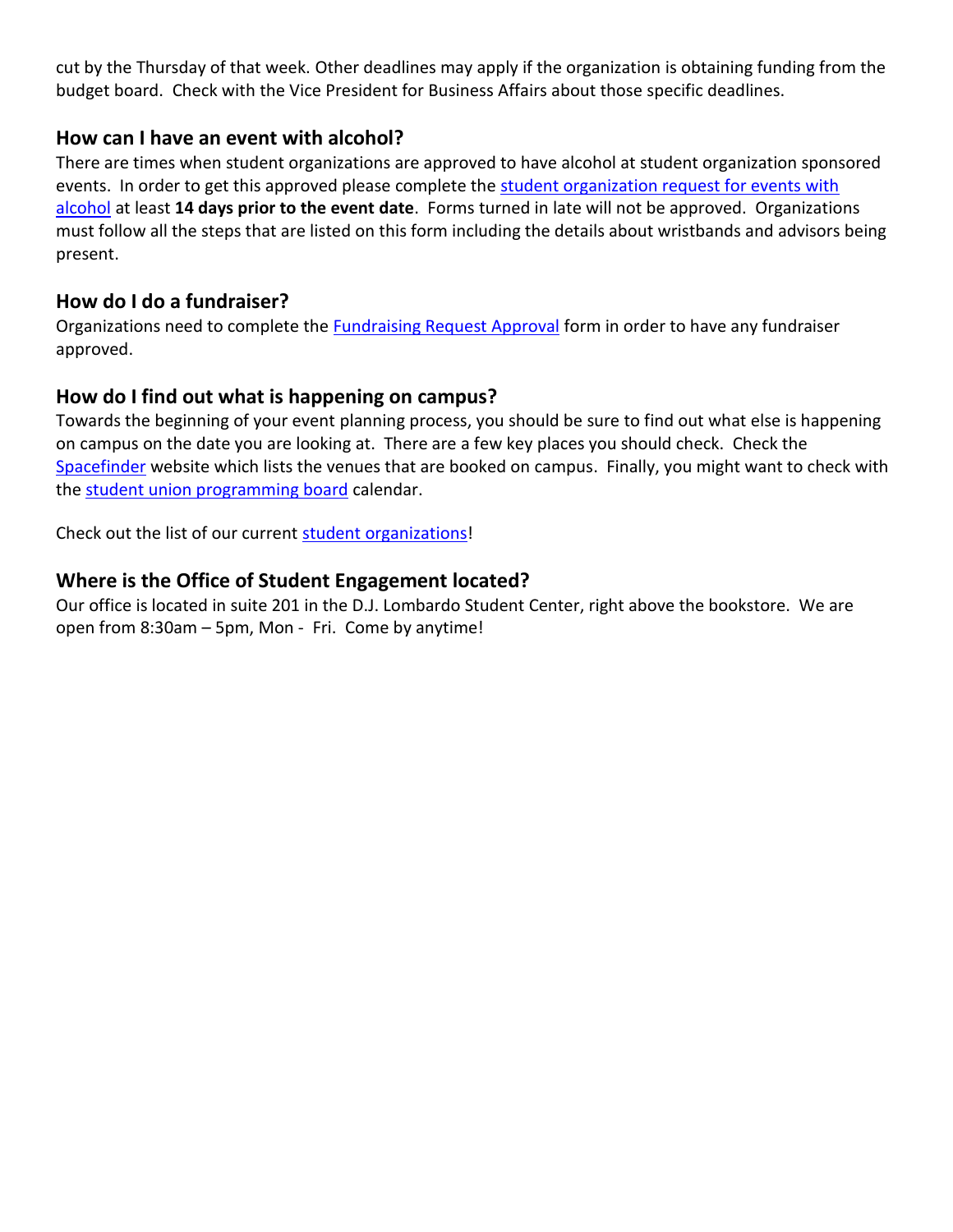cut by the Thursday of that week. Other deadlines may apply if the organization is obtaining funding from the budget board. Check with the Vice President for Business Affairs about those specific deadlines.

## How can I have an event with alcohol?

There are times when student organizations are approved to have alcohol at student organization sponsored events. In order to get this approved please complete the student organization request for events with alcohol at least **14 days prior to the event date**. Forms turned in late will not be approved. Organizations must follow all the steps that are listed on this form including the details about wristbands and advisors being present.

## How do I do a fundraiser?

Organizations need to complete the Fundraising Request Approval form in order to have any fundraiser approved.

## How do I find out what is happening on campus?

Towards the beginning of your event planning process, you should be sure to find out what else is happening on campus on the date you are looking at. There are a few key places you should check. Check the Spacefinder website which lists the venues that are booked on campus. Finally, you might want to check with the student union programming board calendar.

Check out the list of our current student organizations!

## Where is the Office of Student Engagement located?

Our office is located in suite 201 in the D.J. Lombardo Student Center, right above the bookstore. We are open from 8:30am – 5pm, Mon - Fri. Come by anytime!